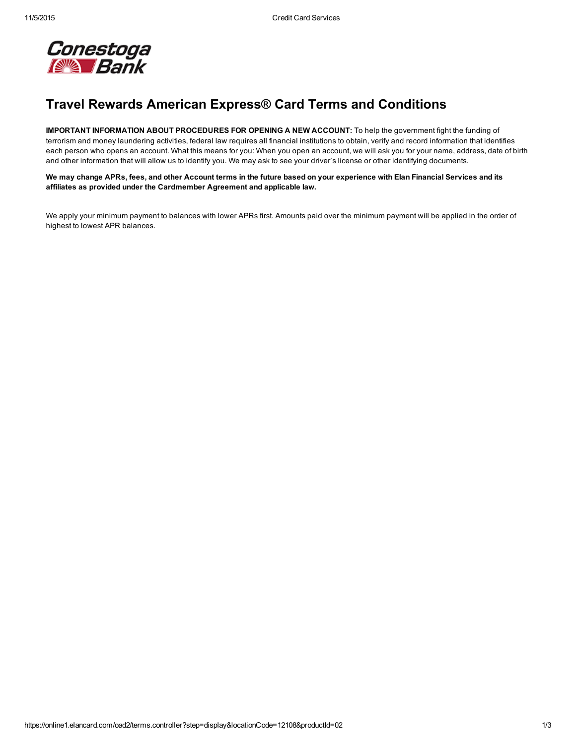# Travel Rewards American Express® Card Terms and Conditions

**IMPORTANT INFORMATION ABOUT PROCEDURES FOR OPENING A NEW ACCOUNT:** To help the government fight the funding of terrorism and money laundering activities, federal law requires all financial institutions to obtain, verify and record information that identifies each person who opens an account. What this means for you: When you open an account, we will ask you for your name, address, date of birth and other information that will allow us to identify you. We may ask to see your driver's license or other identifying documents.

**We may change APRs, fees, and other Account terms in the future based on your experience with Elan Financial Services and its affiliates as provided under the Cardmember Agreement and applicable law.**

We apply your minimum payment to balances with lower APRs first. Amounts paid over the minimum payment will be applied in the order of highest to lowest APR balances.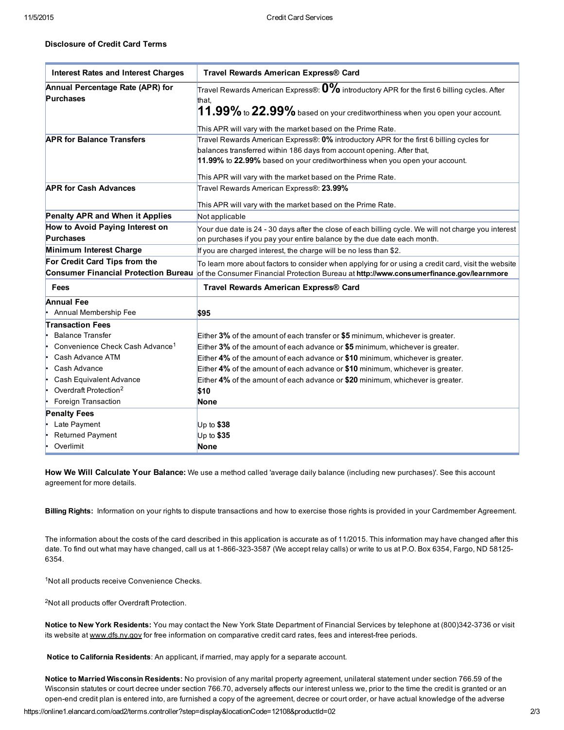## Disclosure of Credit Card Terms

| Interest Rates and Interest Charges | Travel Rewards American Express® Card |
|---|---|
| **Annual Percentage Rate (APR) for Purchases** | Travel Rewards American Express®: **0%** introductory APR for the first 6 billing cycles. After that, **11.99%** to **22.99%** based on your creditworthiness when you open your account. This APR will vary with the market based on the Prime Rate. |
| **APR for Balance Transfers** | Travel Rewards American Express®: **0%** introductory APR for the first 6 billing cycles for balances transferred within 186 days from account opening. After that, **11.99%** to **22.99%** based on your creditworthiness when you open your account. This APR will vary with the market based on the Prime Rate. |
| **APR for Cash Advances** | Travel Rewards American Express®: **23.99%** This APR will vary with the market based on the Prime Rate. |
| **Penalty APR and When it Applies** | Not applicable |
| **How to Avoid Paying Interest on Purchases** | Your due date is 24 - 30 days after the close of each billing cycle. We will not charge you interest on purchases if you pay your entire balance by the due date each month. |
| **Minimum Interest Charge** | If you are charged interest, the charge will be no less than $2. |
| **For Credit Card Tips from the Consumer Financial Protection Bureau** | To learn more about factors to consider when applying for or using a credit card, visit the website of the Consumer Financial Protection Bureau at **http://www.consumerfinance.gov/learnmore** |
| **Fees** | **Travel Rewards American Express® Card** |
| **Annual Fee** | |
| • Annual Membership Fee | **$95** |
| **Transaction Fees** | |
| • Balance Transfer | Either **3%** of the amount of each transfer or **$5** minimum, whichever is greater. |
| • Convenience Check Cash Advance[1] | Either **3%** of the amount of each advance or **$5** minimum, whichever is greater. |
| • Cash Advance ATM | Either **4%** of the amount of each advance or **$10** minimum, whichever is greater. |
| • Cash Advance | Either **4%** of the amount of each advance or **$10** minimum, whichever is greater. |
| • Cash Equivalent Advance | Either **4%** of the amount of each advance or **$20** minimum, whichever is greater. |
| • Overdraft Protection[2] | **$10** |
| • Foreign Transaction | **None** |
| **Penalty Fees** | |
| • Late Payment | Up to **$38** |
| • Returned Payment | Up to **$35** |
| • Overlimit | **None** |

**How We Will Calculate Your Balance:** We use a method called 'average daily balance (including new purchases)'. See this account agreement for more details.

**Billing Rights:** Information on your rights to dispute transactions and how to exercise those rights is provided in your Cardmember Agreement.

The information about the costs of the card described in this application is accurate as of 11/2015. This information may have changed after this date. To find out what may have changed, call us at 1-866-323-3587 (We accept relay calls) or write to us at P.O. Box 6354, Fargo, ND 58125-6354.

[1]Not all products receive Convenience Checks.

[2]Not all products offer Overdraft Protection.

**Notice to New York Residents:** You may contact the New York State Department of Financial Services by telephone at (800)342-3736 or visit its website at www.dfs.ny.gov for free information on comparative credit card rates, fees and interest-free periods.

**Notice to California Residents**: An applicant, if married, may apply for a separate account.

**Notice to Married Wisconsin Residents:** No provision of any marital property agreement, unilateral statement under section 766.59 of the Wisconsin statutes or court decree under section 766.70, adversely affects our interest unless we, prior to the time the credit is granted or an open-end credit plan is entered into, are furnished a copy of the agreement, decree or court order, or have actual knowledge of the adverse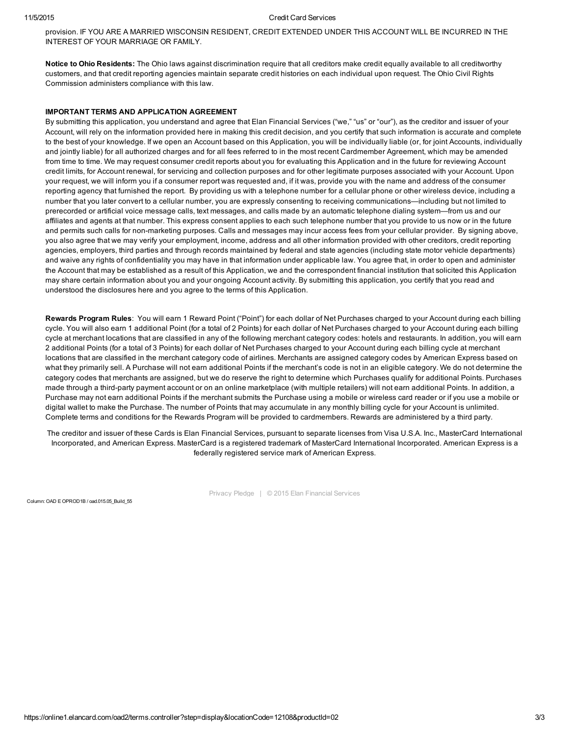provision. IF YOU ARE A MARRIED WISCONSIN RESIDENT, CREDIT EXTENDED UNDER THIS ACCOUNT WILL BE INCURRED IN THE INTEREST OF YOUR MARRIAGE OR FAMILY.

**Notice to Ohio Residents:** The Ohio laws against discrimination require that all creditors make credit equally available to all creditworthy customers, and that credit reporting agencies maintain separate credit histories on each individual upon request. The Ohio Civil Rights Commission administers compliance with this law.

**IMPORTANT TERMS AND APPLICATION AGREEMENT**

By submitting this application, you understand and agree that Elan Financial Services ("we," "us" or "our"), as the creditor and issuer of your Account, will rely on the information provided here in making this credit decision, and you certify that such information is accurate and complete to the best of your knowledge. If we open an Account based on this Application, you will be individually liable (or, for joint Accounts, individually and jointly liable) for all authorized charges and for all fees referred to in the most recent Cardmember Agreement, which may be amended from time to time. We may request consumer credit reports about you for evaluating this Application and in the future for reviewing Account credit limits, for Account renewal, for servicing and collection purposes and for other legitimate purposes associated with your Account. Upon your request, we will inform you if a consumer report was requested and, if it was, provide you with the name and address of the consumer reporting agency that furnished the report. By providing us with a telephone number for a cellular phone or other wireless device, including a number that you later convert to a cellular number, you are expressly consenting to receiving communications—including but not limited to prerecorded or artificial voice message calls, text messages, and calls made by an automatic telephone dialing system—from us and our affiliates and agents at that number. This express consent applies to each such telephone number that you provide to us now or in the future and permits such calls for non-marketing purposes. Calls and messages may incur access fees from your cellular provider. By signing above, you also agree that we may verify your employment, income, address and all other information provided with other creditors, credit reporting agencies, employers, third parties and through records maintained by federal and state agencies (including state motor vehicle departments) and waive any rights of confidentiality you may have in that information under applicable law. You agree that, in order to open and administer the Account that may be established as a result of this Application, we and the correspondent financial institution that solicited this Application may share certain information about you and your ongoing Account activity. By submitting this application, you certify that you read and understood the disclosures here and you agree to the terms of this Application.

**Rewards Program Rules**: You will earn 1 Reward Point ("Point") for each dollar of Net Purchases charged to your Account during each billing cycle. You will also earn 1 additional Point (for a total of 2 Points) for each dollar of Net Purchases charged to your Account during each billing cycle at merchant locations that are classified in any of the following merchant category codes: hotels and restaurants. In addition, you will earn 2 additional Points (for a total of 3 Points) for each dollar of Net Purchases charged to your Account during each billing cycle at merchant locations that are classified in the merchant category code of airlines. Merchants are assigned category codes by American Express based on what they primarily sell. A Purchase will not earn additional Points if the merchant's code is not in an eligible category. We do not determine the category codes that merchants are assigned, but we do reserve the right to determine which Purchases qualify for additional Points. Purchases made through a third-party payment account or on an online marketplace (with multiple retailers) will not earn additional Points. In addition, a Purchase may not earn additional Points if the merchant submits the Purchase using a mobile or wireless card reader or if you use a mobile or digital wallet to make the Purchase. The number of Points that may accumulate in any monthly billing cycle for your Account is unlimited. Complete terms and conditions for the Rewards Program will be provided to cardmembers. Rewards are administered by a third party.

The creditor and issuer of these Cards is Elan Financial Services, pursuant to separate licenses from Visa U.S.A. Inc., MasterCard International Incorporated, and American Express. MasterCard is a registered trademark of MasterCard International Incorporated. American Express is a federally registered service mark of American Express.

Privacy Pledge | © 2015 Elan Financial Services

Column: OAD E OPROD1B / oad.015.05_Build_55